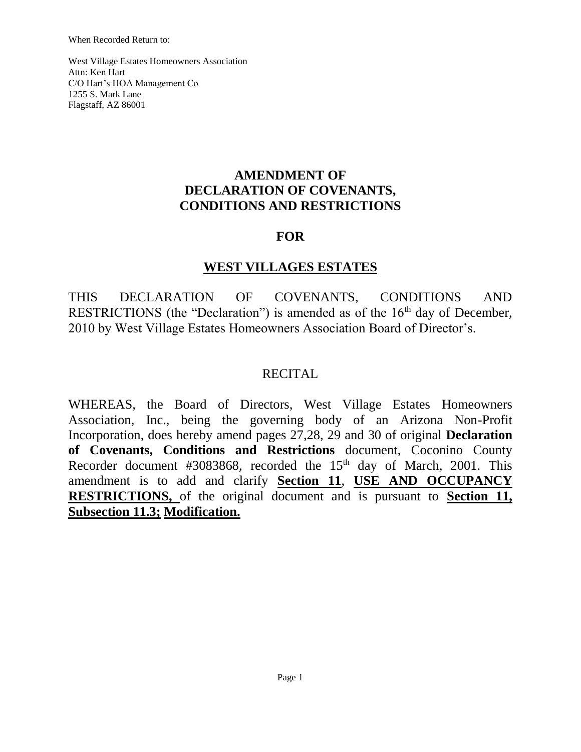When Recorded Return to:

West Village Estates Homeowners Association
Attn: Ken Hart
C/O Hart's HOA Management Co
1255 S. Mark Lane
Flagstaff, AZ 86001

# AMENDMENT OF DECLARATION OF COVENANTS, CONDITIONS AND RESTRICTIONS

# FOR

# <u>WEST VILLAGES ESTATES</u>

THIS DECLARATION OF COVENANTS, CONDITIONS AND RESTRICTIONS (the "Declaration") is amended as of the 16th day of December, 2010 by West Village Estates Homeowners Association Board of Director's.

## RECITAL

WHEREAS, the Board of Directors, West Village Estates Homeowners Association, Inc., being the governing body of an Arizona Non-Profit Incorporation, does hereby amend pages 27,28, 29 and 30 of original **Declaration of Covenants, Conditions and Restrictions** document, Coconino County Recorder document #3083868, recorded the 15th day of March, 2001. This amendment is to add and clarify **<u>Section 11</u>**, **<u>USE AND OCCUPANCY RESTRICTIONS,</u>** of the original document and is pursuant to **<u>Section 11, Subsection 11.3;</u>** **<u>Modification.</u>**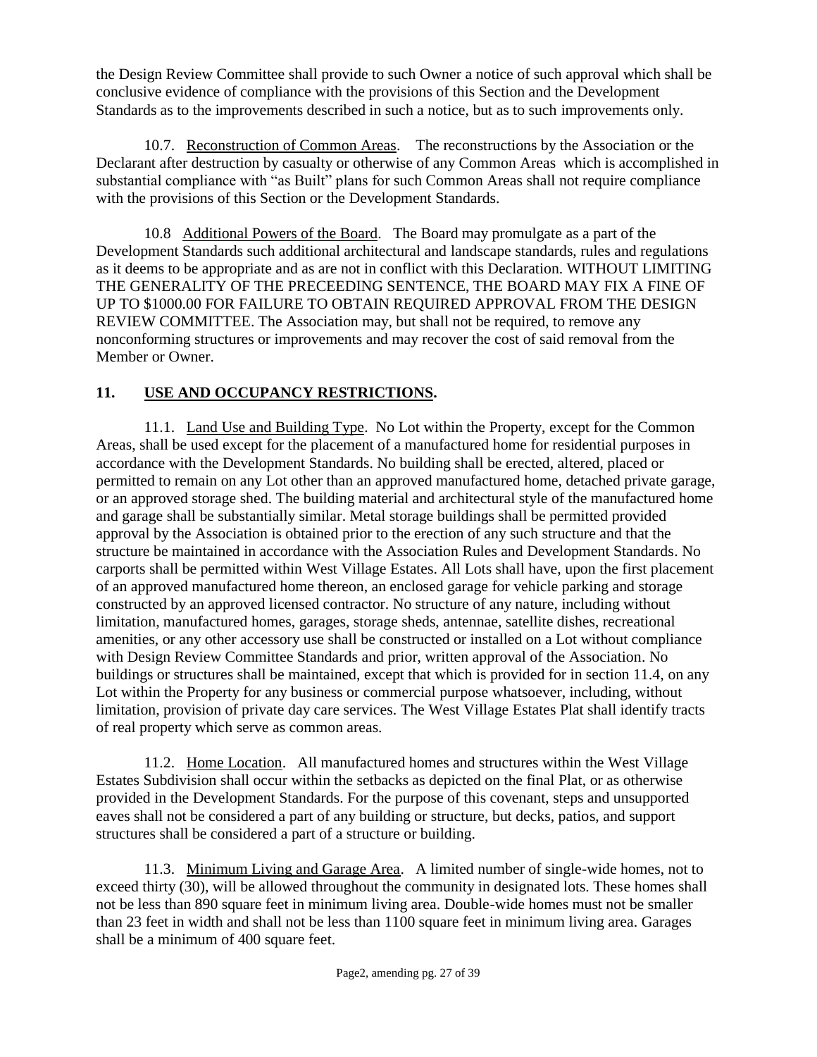the Design Review Committee shall provide to such Owner a notice of such approval which shall be conclusive evidence of compliance with the provisions of this Section and the Development Standards as to the improvements described in such a notice, but as to such improvements only.

10.7. Reconstruction of Common Areas. The reconstructions by the Association or the Declarant after destruction by casualty or otherwise of any Common Areas which is accomplished in substantial compliance with "as Built" plans for such Common Areas shall not require compliance with the provisions of this Section or the Development Standards.

10.8 Additional Powers of the Board. The Board may promulgate as a part of the Development Standards such additional architectural and landscape standards, rules and regulations as it deems to be appropriate and as are not in conflict with this Declaration. WITHOUT LIMITING THE GENERALITY OF THE PRECEEDING SENTENCE, THE BOARD MAY FIX A FINE OF UP TO $1000.00 FOR FAILURE TO OBTAIN REQUIRED APPROVAL FROM THE DESIGN REVIEW COMMITTEE. The Association may, but shall not be required, to remove any nonconforming structures or improvements and may recover the cost of said removal from the Member or Owner.

## 11. USE AND OCCUPANCY RESTRICTIONS.

11.1. Land Use and Building Type. No Lot within the Property, except for the Common Areas, shall be used except for the placement of a manufactured home for residential purposes in accordance with the Development Standards. No building shall be erected, altered, placed or permitted to remain on any Lot other than an approved manufactured home, detached private garage, or an approved storage shed. The building material and architectural style of the manufactured home and garage shall be substantially similar. Metal storage buildings shall be permitted provided approval by the Association is obtained prior to the erection of any such structure and that the structure be maintained in accordance with the Association Rules and Development Standards. No carports shall be permitted within West Village Estates. All Lots shall have, upon the first placement of an approved manufactured home thereon, an enclosed garage for vehicle parking and storage constructed by an approved licensed contractor. No structure of any nature, including without limitation, manufactured homes, garages, storage sheds, antennae, satellite dishes, recreational amenities, or any other accessory use shall be constructed or installed on a Lot without compliance with Design Review Committee Standards and prior, written approval of the Association. No buildings or structures shall be maintained, except that which is provided for in section 11.4, on any Lot within the Property for any business or commercial purpose whatsoever, including, without limitation, provision of private day care services. The West Village Estates Plat shall identify tracts of real property which serve as common areas.

11.2. Home Location. All manufactured homes and structures within the West Village Estates Subdivision shall occur within the setbacks as depicted on the final Plat, or as otherwise provided in the Development Standards. For the purpose of this covenant, steps and unsupported eaves shall not be considered a part of any building or structure, but decks, patios, and support structures shall be considered a part of a structure or building.

11.3. Minimum Living and Garage Area. A limited number of single-wide homes, not to exceed thirty (30), will be allowed throughout the community in designated lots. These homes shall not be less than 890 square feet in minimum living area. Double-wide homes must not be smaller than 23 feet in width and shall not be less than 1100 square feet in minimum living area. Garages shall be a minimum of 400 square feet.

Page2, amending pg. 27 of 39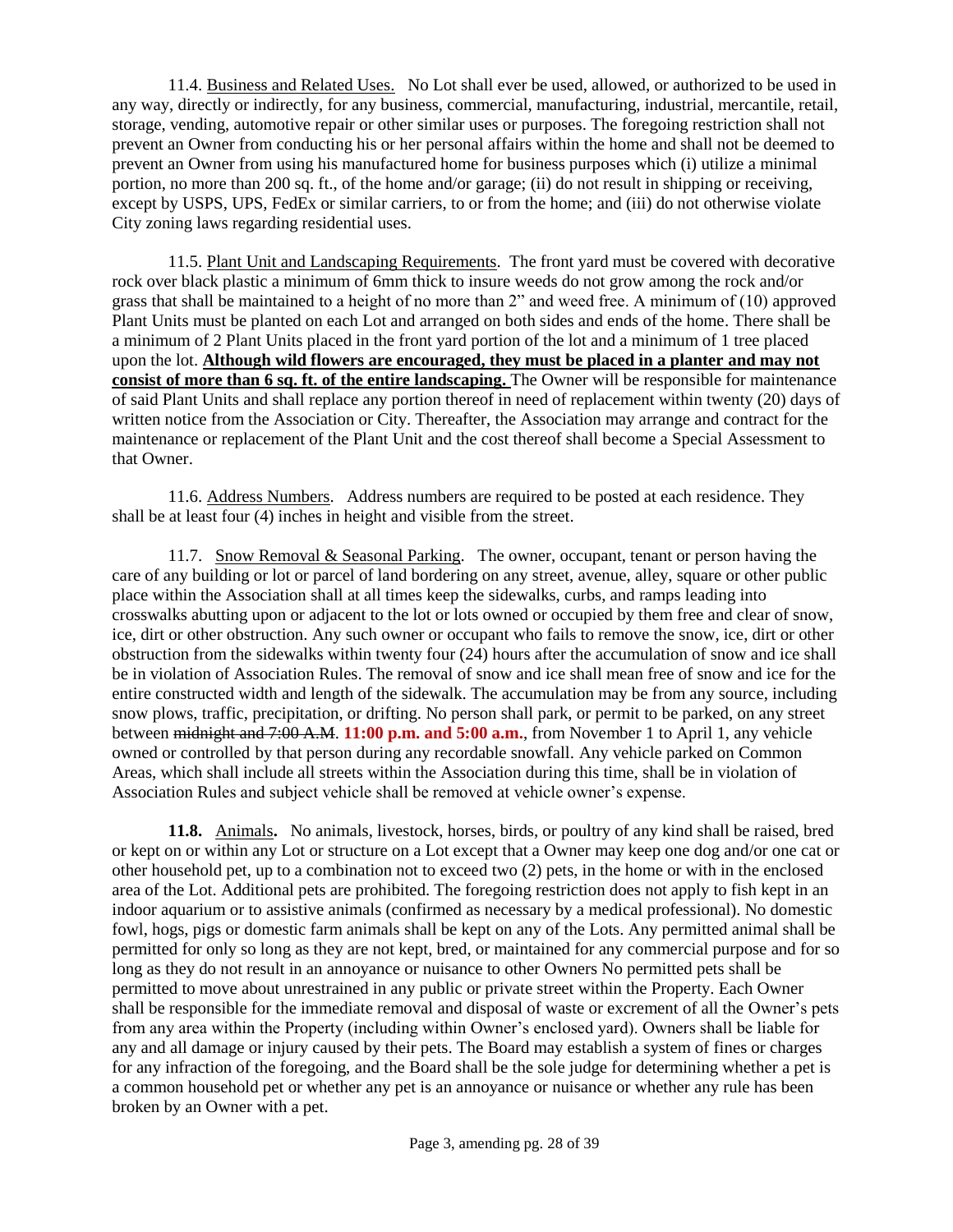11.4. Business and Related Uses. No Lot shall ever be used, allowed, or authorized to be used in any way, directly or indirectly, for any business, commercial, manufacturing, industrial, mercantile, retail, storage, vending, automotive repair or other similar uses or purposes. The foregoing restriction shall not prevent an Owner from conducting his or her personal affairs within the home and shall not be deemed to prevent an Owner from using his manufactured home for business purposes which (i) utilize a minimal portion, no more than 200 sq. ft., of the home and/or garage; (ii) do not result in shipping or receiving, except by USPS, UPS, FedEx or similar carriers, to or from the home; and (iii) do not otherwise violate City zoning laws regarding residential uses.

11.5. Plant Unit and Landscaping Requirements. The front yard must be covered with decorative rock over black plastic a minimum of 6mm thick to insure weeds do not grow among the rock and/or grass that shall be maintained to a height of no more than 2" and weed free. A minimum of (10) approved Plant Units must be planted on each Lot and arranged on both sides and ends of the home. There shall be a minimum of 2 Plant Units placed in the front yard portion of the lot and a minimum of 1 tree placed upon the lot. **Although wild flowers are encouraged, they must be placed in a planter and may not consist of more than 6 sq. ft. of the entire landscaping.** The Owner will be responsible for maintenance of said Plant Units and shall replace any portion thereof in need of replacement within twenty (20) days of written notice from the Association or City. Thereafter, the Association may arrange and contract for the maintenance or replacement of the Plant Unit and the cost thereof shall become a Special Assessment to that Owner.

11.6. Address Numbers. Address numbers are required to be posted at each residence. They shall be at least four (4) inches in height and visible from the street.

11.7. Snow Removal & Seasonal Parking. The owner, occupant, tenant or person having the care of any building or lot or parcel of land bordering on any street, avenue, alley, square or other public place within the Association shall at all times keep the sidewalks, curbs, and ramps leading into crosswalks abutting upon or adjacent to the lot or lots owned or occupied by them free and clear of snow, ice, dirt or other obstruction. Any such owner or occupant who fails to remove the snow, ice, dirt or other obstruction from the sidewalks within twenty four (24) hours after the accumulation of snow and ice shall be in violation of Association Rules. The removal of snow and ice shall mean free of snow and ice for the entire constructed width and length of the sidewalk. The accumulation may be from any source, including snow plows, traffic, precipitation, or drifting. No person shall park, or permit to be parked, on any street between ~~midnight and 7:00 A.M~~. **11:00 p.m. and 5:00 a.m.**, from November 1 to April 1, any vehicle owned or controlled by that person during any recordable snowfall. Any vehicle parked on Common Areas, which shall include all streets within the Association during this time, shall be in violation of Association Rules and subject vehicle shall be removed at vehicle owner's expense.

**11.8.** Animals**.** No animals, livestock, horses, birds, or poultry of any kind shall be raised, bred or kept on or within any Lot or structure on a Lot except that a Owner may keep one dog and/or one cat or other household pet, up to a combination not to exceed two (2) pets, in the home or with in the enclosed area of the Lot. Additional pets are prohibited. The foregoing restriction does not apply to fish kept in an indoor aquarium or to assistive animals (confirmed as necessary by a medical professional). No domestic fowl, hogs, pigs or domestic farm animals shall be kept on any of the Lots. Any permitted animal shall be permitted for only so long as they are not kept, bred, or maintained for any commercial purpose and for so long as they do not result in an annoyance or nuisance to other Owners No permitted pets shall be permitted to move about unrestrained in any public or private street within the Property. Each Owner shall be responsible for the immediate removal and disposal of waste or excrement of all the Owner's pets from any area within the Property (including within Owner's enclosed yard). Owners shall be liable for any and all damage or injury caused by their pets. The Board may establish a system of fines or charges for any infraction of the foregoing, and the Board shall be the sole judge for determining whether a pet is a common household pet or whether any pet is an annoyance or nuisance or whether any rule has been broken by an Owner with a pet.

Page 3, amending pg. 28 of 39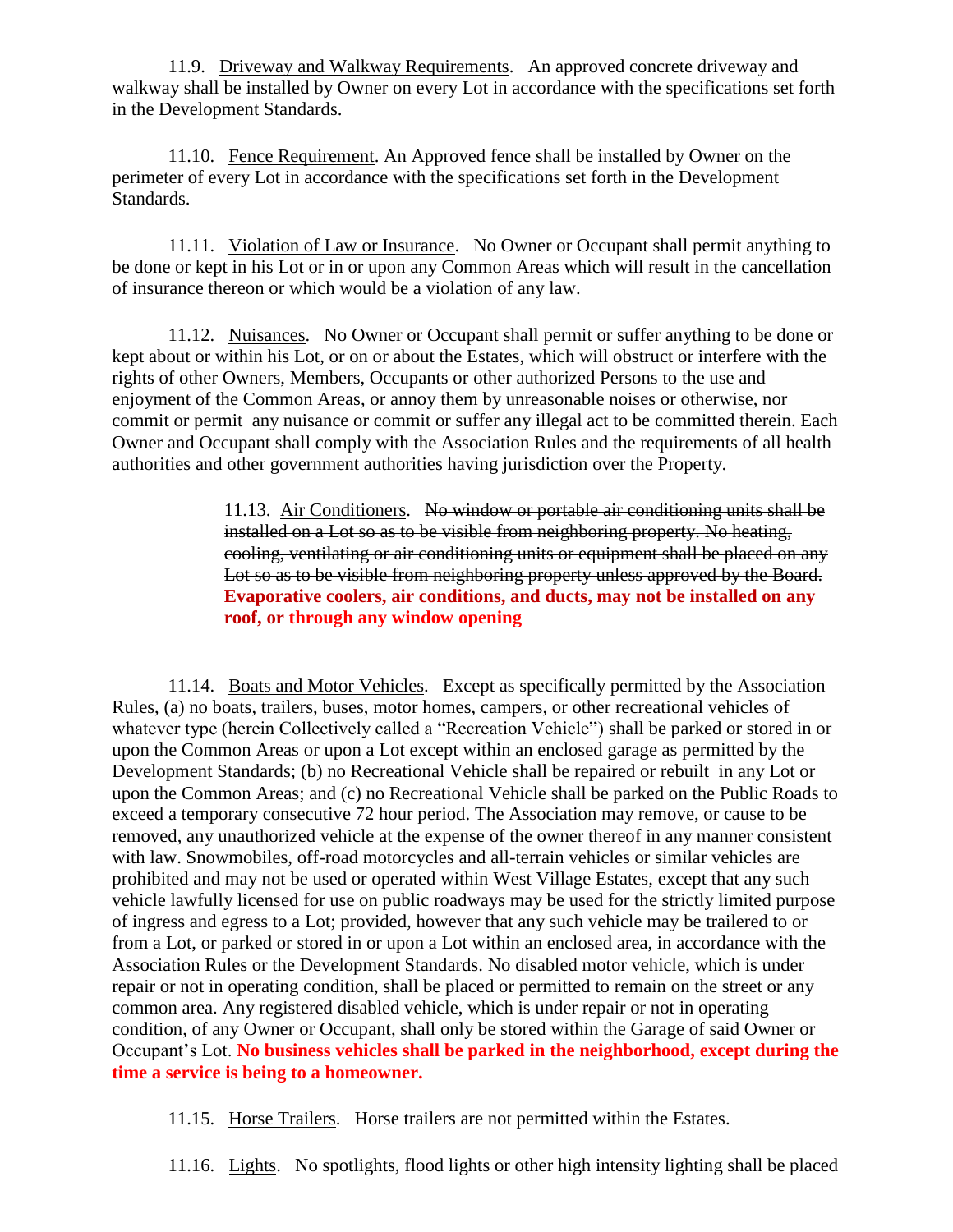11.9. <u>Driveway and Walkway Requirements</u>. An approved concrete driveway and walkway shall be installed by Owner on every Lot in accordance with the specifications set forth in the Development Standards.

11.10. <u>Fence Requirement</u>. An Approved fence shall be installed by Owner on the perimeter of every Lot in accordance with the specifications set forth in the Development Standards.

11.11. <u>Violation of Law or Insurance</u>. No Owner or Occupant shall permit anything to be done or kept in his Lot or in or upon any Common Areas which will result in the cancellation of insurance thereon or which would be a violation of any law.

11.12. <u>Nuisances</u>. No Owner or Occupant shall permit or suffer anything to be done or kept about or within his Lot, or on or about the Estates, which will obstruct or interfere with the rights of other Owners, Members, Occupants or other authorized Persons to the use and enjoyment of the Common Areas, or annoy them by unreasonable noises or otherwise, nor commit or permit any nuisance or commit or suffer any illegal act to be committed therein. Each Owner and Occupant shall comply with the Association Rules and the requirements of all health authorities and other government authorities having jurisdiction over the Property.

> 11.13. <u>Air Conditioners</u>. ~~No window or portable air conditioning units shall be installed on a Lot so as to be visible from neighboring property. No heating, cooling, ventilating or air conditioning units or equipment shall be placed on any Lot so as to be visible from neighboring property unless approved by the Board.~~ **Evaporative coolers, air conditions, and ducts, may not be installed on any roof, or through any window opening**

11.14. <u>Boats and Motor Vehicles</u>. Except as specifically permitted by the Association Rules, (a) no boats, trailers, buses, motor homes, campers, or other recreational vehicles of whatever type (herein Collectively called a "Recreation Vehicle") shall be parked or stored in or upon the Common Areas or upon a Lot except within an enclosed garage as permitted by the Development Standards; (b) no Recreational Vehicle shall be repaired or rebuilt in any Lot or upon the Common Areas; and (c) no Recreational Vehicle shall be parked on the Public Roads to exceed a temporary consecutive 72 hour period. The Association may remove, or cause to be removed, any unauthorized vehicle at the expense of the owner thereof in any manner consistent with law. Snowmobiles, off-road motorcycles and all-terrain vehicles or similar vehicles are prohibited and may not be used or operated within West Village Estates, except that any such vehicle lawfully licensed for use on public roadways may be used for the strictly limited purpose of ingress and egress to a Lot; provided, however that any such vehicle may be trailered to or from a Lot, or parked or stored in or upon a Lot within an enclosed area, in accordance with the Association Rules or the Development Standards. No disabled motor vehicle, which is under repair or not in operating condition, shall be placed or permitted to remain on the street or any common area. Any registered disabled vehicle, which is under repair or not in operating condition, of any Owner or Occupant, shall only be stored within the Garage of said Owner or Occupant's Lot. **No business vehicles shall be parked in the neighborhood, except during the time a service is being to a homeowner.**

11.15. <u>Horse Trailers</u>. Horse trailers are not permitted within the Estates.

11.16. <u>Lights</u>. No spotlights, flood lights or other high intensity lighting shall be placed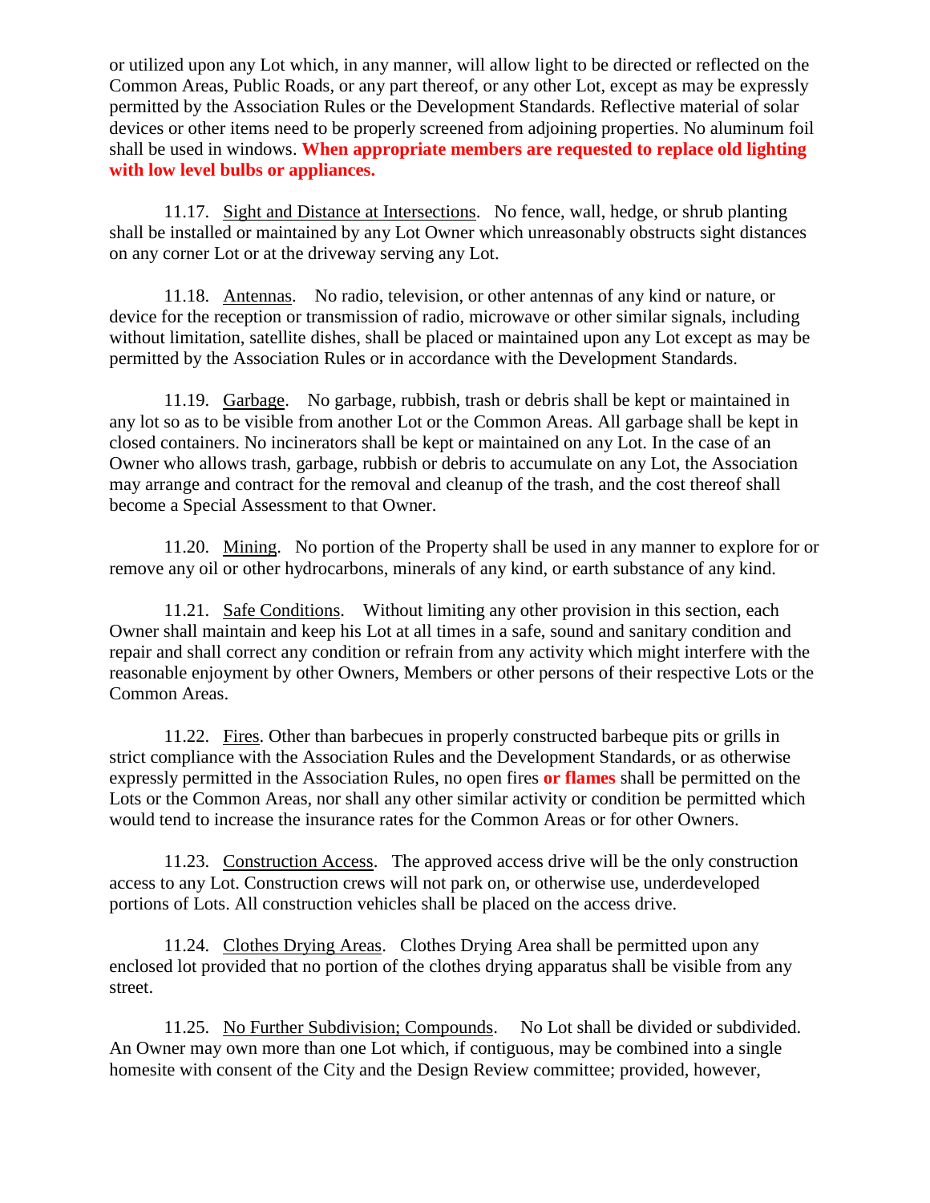or utilized upon any Lot which, in any manner, will allow light to be directed or reflected on the Common Areas, Public Roads, or any part thereof, or any other Lot, except as may be expressly permitted by the Association Rules or the Development Standards. Reflective material of solar devices or other items need to be properly screened from adjoining properties. No aluminum foil shall be used in windows. **When appropriate members are requested to replace old lighting with low level bulbs or appliances.**

11.17. Sight and Distance at Intersections. No fence, wall, hedge, or shrub planting shall be installed or maintained by any Lot Owner which unreasonably obstructs sight distances on any corner Lot or at the driveway serving any Lot.

11.18. Antennas. No radio, television, or other antennas of any kind or nature, or device for the reception or transmission of radio, microwave or other similar signals, including without limitation, satellite dishes, shall be placed or maintained upon any Lot except as may be permitted by the Association Rules or in accordance with the Development Standards.

11.19. Garbage. No garbage, rubbish, trash or debris shall be kept or maintained in any lot so as to be visible from another Lot or the Common Areas. All garbage shall be kept in closed containers. No incinerators shall be kept or maintained on any Lot. In the case of an Owner who allows trash, garbage, rubbish or debris to accumulate on any Lot, the Association may arrange and contract for the removal and cleanup of the trash, and the cost thereof shall become a Special Assessment to that Owner.

11.20. Mining. No portion of the Property shall be used in any manner to explore for or remove any oil or other hydrocarbons, minerals of any kind, or earth substance of any kind.

11.21. Safe Conditions. Without limiting any other provision in this section, each Owner shall maintain and keep his Lot at all times in a safe, sound and sanitary condition and repair and shall correct any condition or refrain from any activity which might interfere with the reasonable enjoyment by other Owners, Members or other persons of their respective Lots or the Common Areas.

11.22. Fires. Other than barbecues in properly constructed barbeque pits or grills in strict compliance with the Association Rules and the Development Standards, or as otherwise expressly permitted in the Association Rules, no open fires **or flames** shall be permitted on the Lots or the Common Areas, nor shall any other similar activity or condition be permitted which would tend to increase the insurance rates for the Common Areas or for other Owners.

11.23. Construction Access. The approved access drive will be the only construction access to any Lot. Construction crews will not park on, or otherwise use, underdeveloped portions of Lots. All construction vehicles shall be placed on the access drive.

11.24. Clothes Drying Areas. Clothes Drying Area shall be permitted upon any enclosed lot provided that no portion of the clothes drying apparatus shall be visible from any street.

11.25. No Further Subdivision; Compounds. No Lot shall be divided or subdivided. An Owner may own more than one Lot which, if contiguous, may be combined into a single homesite with consent of the City and the Design Review committee; provided, however,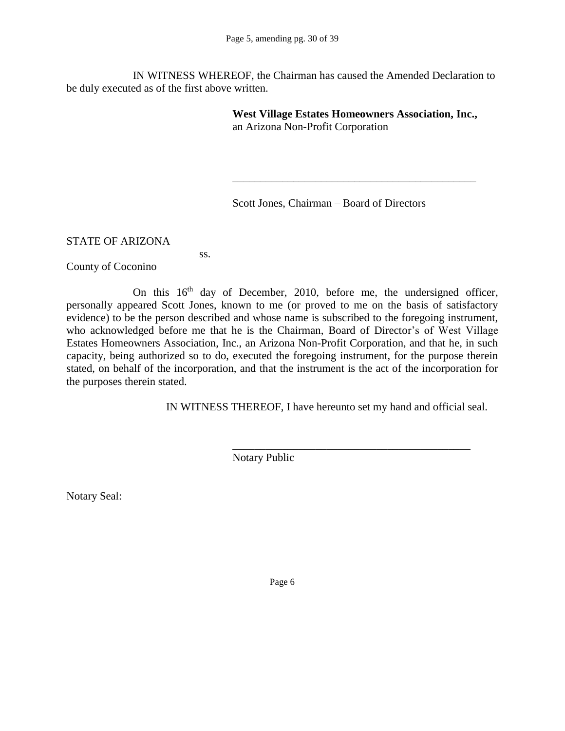IN WITNESS WHEREOF, the Chairman has caused the Amended Declaration to be duly executed as of the first above written.

**West Village Estates Homeowners Association, Inc.,**
an Arizona Non-Profit Corporation

_____________________________________________

Scott Jones, Chairman – Board of Directors

STATE OF ARIZONA

ss.

County of Coconino

On this 16th day of December, 2010, before me, the undersigned officer, personally appeared Scott Jones, known to me (or proved to me on the basis of satisfactory evidence) to be the person described and whose name is subscribed to the foregoing instrument, who acknowledged before me that he is the Chairman, Board of Director's of West Village Estates Homeowners Association, Inc., an Arizona Non-Profit Corporation, and that he, in such capacity, being authorized so to do, executed the foregoing instrument, for the purpose therein stated, on behalf of the incorporation, and that the instrument is the act of the incorporation for the purposes therein stated.

IN WITNESS THEREOF, I have hereunto set my hand and official seal.

_____________________________________________
Notary Public

Notary Seal: